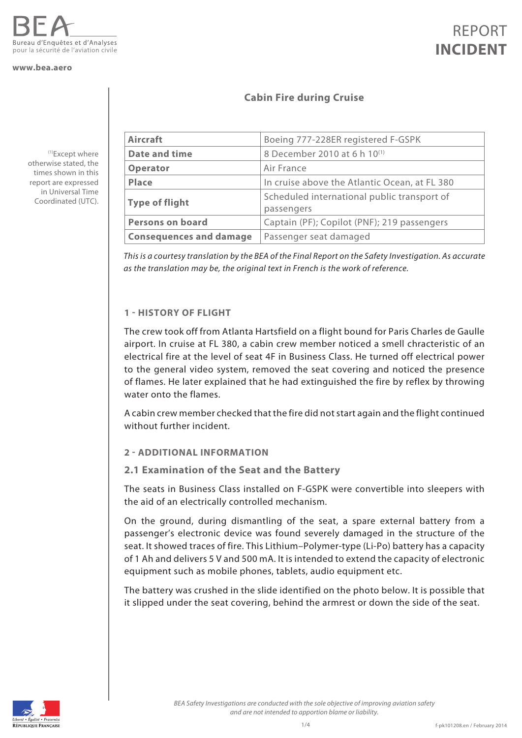BEA
Bureau d'Enquêtes et d'Analyses
pour la sécurité de l'aviation civile

**www.bea.aero**

# REPORT INCIDENT

## Cabin Fire during Cruise

| **Aircraft** | Boeing 777-228ER registered F-GSPK |
|---|---|
| **Date and time** | 8 December 2010 at 6 h 10[1] |
| **Operator** | Air France |
| **Place** | In cruise above the Atlantic Ocean, at FL 380 |
| **Type of flight** | Scheduled international public transport of passengers |
| **Persons on board** | Captain (PF); Copilot (PNF); 219 passengers |
| **Consequences and damage** | Passenger seat damaged |

[1] Except where otherwise stated, the times shown in this report are expressed in Universal Time Coordinated (UTC).

*This is a courtesy translation by the BEA of the Final Report on the Safety Investigation. As accurate as the translation may be, the original text in French is the work of reference.*

## 1 - HISTORY OF FLIGHT

The crew took off from Atlanta Hartsfield on a flight bound for Paris Charles de Gaulle airport. In cruise at FL 380, a cabin crew member noticed a smell chracteristic of an electrical fire at the level of seat 4F in Business Class. He turned off electrical power to the general video system, removed the seat covering and noticed the presence of flames. He later explained that he had extinguished the fire by reflex by throwing water onto the flames.

A cabin crew member checked that the fire did not start again and the flight continued without further incident.

## 2 - ADDITIONAL INFORMATION

### 2.1 Examination of the Seat and the Battery

The seats in Business Class installed on F-GSPK were convertible into sleepers with the aid of an electrically controlled mechanism.

On the ground, during dismantling of the seat, a spare external battery from a passenger's electronic device was found severely damaged in the structure of the seat. It showed traces of fire. This Lithium–Polymer-type (Li-Po) battery has a capacity of 1 Ah and delivers 5 V and 500 mA. It is intended to extend the capacity of electronic equipment such as mobile phones, tablets, audio equipment etc.

The battery was crushed in the slide identified on the photo below. It is possible that it slipped under the seat covering, behind the armrest or down the side of the seat.

*BEA Safety Investigations are conducted with the sole objective of improving aviation safety and are not intended to apportion blame or liability.*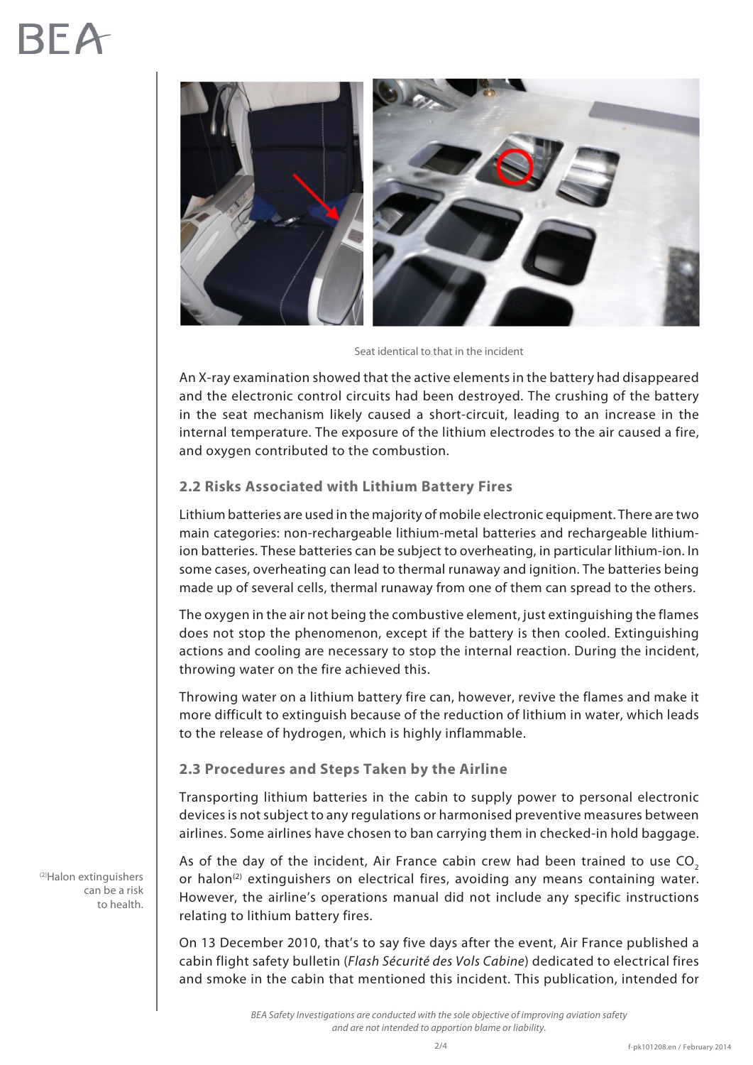Seat identical to that in the incident

An X-ray examination showed that the active elements in the battery had disappeared and the electronic control circuits had been destroyed. The crushing of the battery in the seat mechanism likely caused a short-circuit, leading to an increase in the internal temperature. The exposure of the lithium electrodes to the air caused a fire, and oxygen contributed to the combustion.

### 2.2 Risks Associated with Lithium Battery Fires

Lithium batteries are used in the majority of mobile electronic equipment. There are two main categories: non-rechargeable lithium-metal batteries and rechargeable lithium-ion batteries. These batteries can be subject to overheating, in particular lithium-ion. In some cases, overheating can lead to thermal runaway and ignition. The batteries being made up of several cells, thermal runaway from one of them can spread to the others.

The oxygen in the air not being the combustive element, just extinguishing the flames does not stop the phenomenon, except if the battery is then cooled. Extinguishing actions and cooling are necessary to stop the internal reaction. During the incident, throwing water on the fire achieved this.

Throwing water on a lithium battery fire can, however, revive the flames and make it more difficult to extinguish because of the reduction of lithium in water, which leads to the release of hydrogen, which is highly inflammable.

### 2.3 Procedures and Steps Taken by the Airline

Transporting lithium batteries in the cabin to supply power to personal electronic devices is not subject to any regulations or harmonised preventive measures between airlines. Some airlines have chosen to ban carrying them in checked-in hold baggage.

As of the day of the incident, Air France cabin crew had been trained to use $CO_2$ or halon[2] extinguishers on electrical fires, avoiding any means containing water. However, the airline's operations manual did not include any specific instructions relating to lithium battery fires.

[2] Halon extinguishers can be a risk to health.

On 13 December 2010, that's to say five days after the event, Air France published a cabin flight safety bulletin (*Flash Sécurité des Vols Cabine*) dedicated to electrical fires and smoke in the cabin that mentioned this incident. This publication, intended for

*BEA Safety Investigations are conducted with the sole objective of improving aviation safety and are not intended to apportion blame or liability.*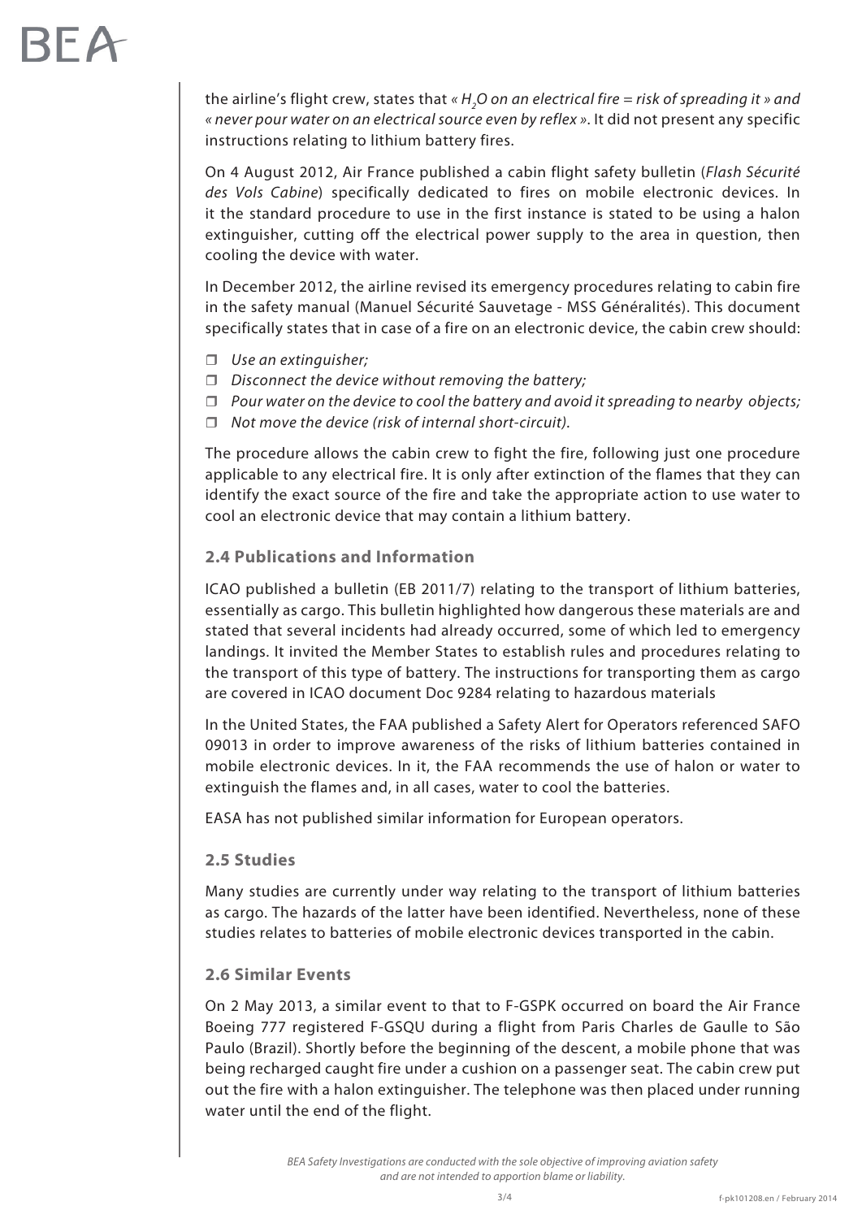the airline's flight crew, states that *« $H_2O$ on an electrical fire = risk of spreading it »* and *« never pour water on an electrical source even by reflex »*. It did not present any specific instructions relating to lithium battery fires.

On 4 August 2012, Air France published a cabin flight safety bulletin (*Flash Sécurité des Vols Cabine*) specifically dedicated to fires on mobile electronic devices. In it the standard procedure to use in the first instance is stated to be using a halon extinguisher, cutting off the electrical power supply to the area in question, then cooling the device with water.

In December 2012, the airline revised its emergency procedures relating to cabin fire in the safety manual (Manuel Sécurité Sauvetage - MSS Généralités). This document specifically states that in case of a fire on an electronic device, the cabin crew should:

- *Use an extinguisher;*
- *Disconnect the device without removing the battery;*
- *Pour water on the device to cool the battery and avoid it spreading to nearby objects;*
- *Not move the device (risk of internal short-circuit).*

The procedure allows the cabin crew to fight the fire, following just one procedure applicable to any electrical fire. It is only after extinction of the flames that they can identify the exact source of the fire and take the appropriate action to use water to cool an electronic device that may contain a lithium battery.

### 2.4 Publications and Information

ICAO published a bulletin (EB 2011/7) relating to the transport of lithium batteries, essentially as cargo. This bulletin highlighted how dangerous these materials are and stated that several incidents had already occurred, some of which led to emergency landings. It invited the Member States to establish rules and procedures relating to the transport of this type of battery. The instructions for transporting them as cargo are covered in ICAO document Doc 9284 relating to hazardous materials

In the United States, the FAA published a Safety Alert for Operators referenced SAFO 09013 in order to improve awareness of the risks of lithium batteries contained in mobile electronic devices. In it, the FAA recommends the use of halon or water to extinguish the flames and, in all cases, water to cool the batteries.

EASA has not published similar information for European operators.

### 2.5 Studies

Many studies are currently under way relating to the transport of lithium batteries as cargo. The hazards of the latter have been identified. Nevertheless, none of these studies relates to batteries of mobile electronic devices transported in the cabin.

### 2.6 Similar Events

On 2 May 2013, a similar event to that to F-GSPK occurred on board the Air France Boeing 777 registered F-GSQU during a flight from Paris Charles de Gaulle to São Paulo (Brazil). Shortly before the beginning of the descent, a mobile phone that was being recharged caught fire under a cushion on a passenger seat. The cabin crew put out the fire with a halon extinguisher. The telephone was then placed under running water until the end of the flight.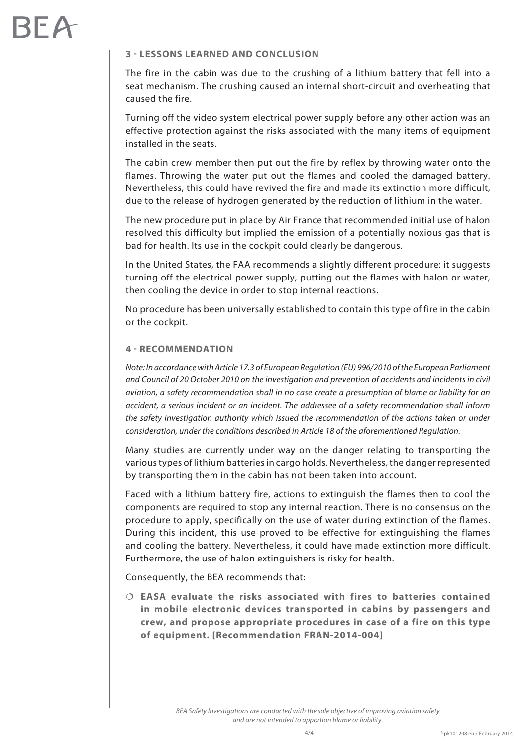## 3 - LESSONS LEARNED AND CONCLUSION

The fire in the cabin was due to the crushing of a lithium battery that fell into a seat mechanism. The crushing caused an internal short-circuit and overheating that caused the fire.

Turning off the video system electrical power supply before any other action was an effective protection against the risks associated with the many items of equipment installed in the seats.

The cabin crew member then put out the fire by reflex by throwing water onto the flames. Throwing the water put out the flames and cooled the damaged battery. Nevertheless, this could have revived the fire and made its extinction more difficult, due to the release of hydrogen generated by the reduction of lithium in the water.

The new procedure put in place by Air France that recommended initial use of halon resolved this difficulty but implied the emission of a potentially noxious gas that is bad for health. Its use in the cockpit could clearly be dangerous.

In the United States, the FAA recommends a slightly different procedure: it suggests turning off the electrical power supply, putting out the flames with halon or water, then cooling the device in order to stop internal reactions.

No procedure has been universally established to contain this type of fire in the cabin or the cockpit.

## 4 - RECOMMENDATION

*Note: In accordance with Article 17.3 of European Regulation (EU) 996/2010 of the European Parliament and Council of 20 October 2010 on the investigation and prevention of accidents and incidents in civil aviation, a safety recommendation shall in no case create a presumption of blame or liability for an accident, a serious incident or an incident. The addressee of a safety recommendation shall inform the safety investigation authority which issued the recommendation of the actions taken or under consideration, under the conditions described in Article 18 of the aforementioned Regulation.*

Many studies are currently under way on the danger relating to transporting the various types of lithium batteries in cargo holds. Nevertheless, the danger represented by transporting them in the cabin has not been taken into account.

Faced with a lithium battery fire, actions to extinguish the flames then to cool the components are required to stop any internal reaction. There is no consensus on the procedure to apply, specifically on the use of water during extinction of the flames. During this incident, this use proved to be effective for extinguishing the flames and cooling the battery. Nevertheless, it could have made extinction more difficult. Furthermore, the use of halon extinguishers is risky for health.

Consequently, the BEA recommends that:

- **EASA evaluate the risks associated with fires to batteries contained in mobile electronic devices transported in cabins by passengers and crew, and propose appropriate procedures in case of a fire on this type of equipment. [Recommendation FRAN-2014-004]**

*BEA Safety Investigations are conducted with the sole objective of improving aviation safety and are not intended to apportion blame or liability.*